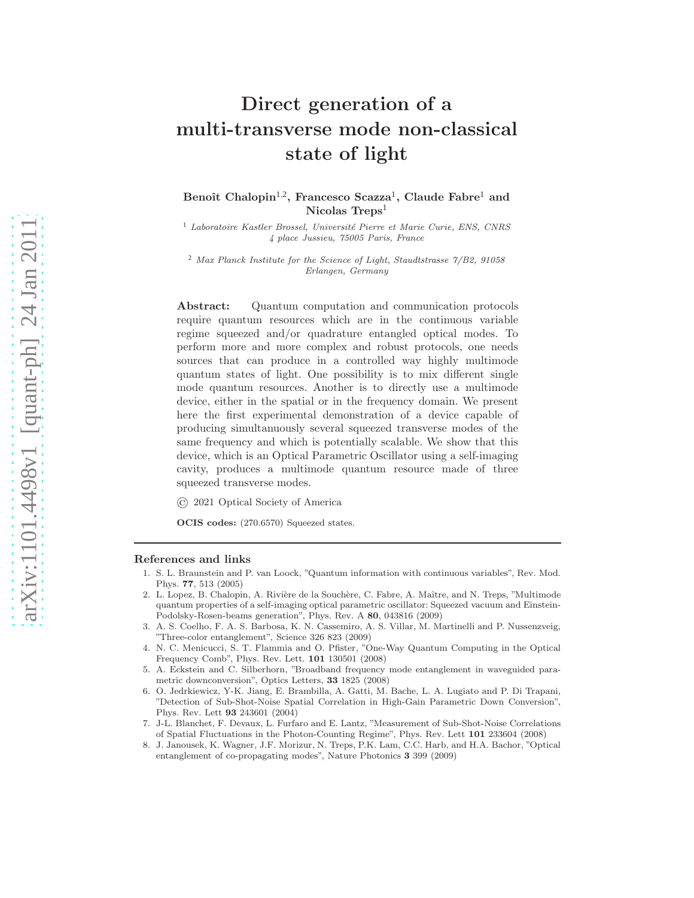# Direct generation of a multi-transverse mode non-classical state of light

**Benoît Chalopin[1,2], Francesco Scazza[1], Claude Fabre[1] and Nicolas Treps[1]**

[1] *Laboratoire Kastler Brossel, Université Pierre et Marie Curie, ENS, CNRS 4 place Jussieu, 75005 Paris, France*

[2] *Max Planck Institute for the Science of Light, Staudtstrasse 7/B2, 91058 Erlangen, Germany*

**Abstract:** Quantum computation and communication protocols require quantum resources which are in the continuous variable regime squeezed and/or quadrature entangled optical modes. To perform more and more complex and robust protocols, one needs sources that can produce in a controlled way highly multimode quantum states of light. One possibility is to mix different single mode quantum resources. Another is to directly use a multimode device, either in the spatial or in the frequency domain. We present here the first experimental demonstration of a device capable of producing simultanuously several squeezed transverse modes of the same frequency and which is potentially scalable. We show that this device, which is an Optical Parametric Oscillator using a self-imaging cavity, produces a multimode quantum resource made of three squeezed transverse modes.

© 2021 Optical Society of America

**OCIS codes:** (270.6570) Squeezed states.

## References and links

1. S. L. Braunstein and P. van Loock, "Quantum information with continuous variables", Rev. Mod. Phys. **77**, 513 (2005)
2. L. Lopez, B. Chalopin, A. Rivière de la Souchère, C. Fabre, A. Maître, and N. Treps, "Multimode quantum properties of a self-imaging optical parametric oscillator: Squeezed vacuum and Einstein-Podolsky-Rosen-beams generation", Phys. Rev. A **80**, 043816 (2009)
3. A. S. Coelho, F. A. S. Barbosa, K. N. Cassemiro, A. S. Villar, M. Martinelli and P. Nussenzveig, "Three-color entanglement", Science 326 823 (2009)
4. N. C. Menicucci, S. T. Flammia and O. Pfister, "One-Way Quantum Computing in the Optical Frequency Comb", Phys. Rev. Lett. **101** 130501 (2008)
5. A. Eckstein and C. Silberhorn, "Broadband frequency mode entanglement in waveguided parametric downconversion", Optics Letters, **33** 1825 (2008)
6. O. Jedrkiewicz, Y-K. Jiang, E. Brambilla, A. Gatti, M. Bache, L. A. Lugiato and P. Di Trapani, "Detection of Sub-Shot-Noise Spatial Correlation in High-Gain Parametric Down Conversion", Phys. Rev. Lett **93** 243601 (2004)
7. J-L. Blanchet, F. Devaux, L. Furfaro and E. Lantz, "Measurement of Sub-Shot-Noise Correlations of Spatial Fluctuations in the Photon-Counting Regime", Phys. Rev. Lett **101** 233604 (2008)
8. J. Janousek, K. Wagner, J.F. Morizur, N. Treps, P.K. Lam, C.C. Harb, and H.A. Bachor, "Optical entanglement of co-propagating modes", Nature Photonics **3** 399 (2009)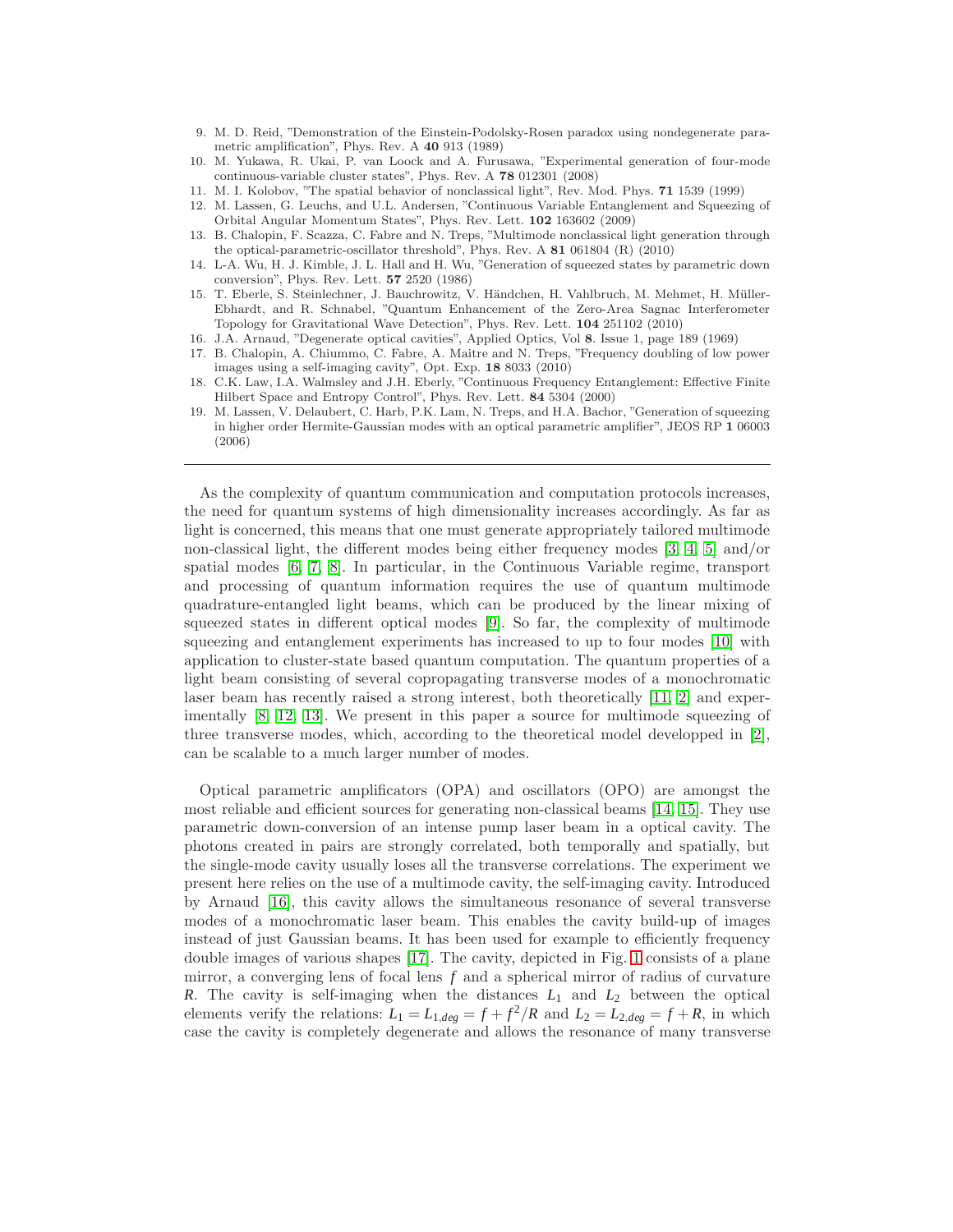9. M. D. Reid, "Demonstration of the Einstein-Podolsky-Rosen paradox using nondegenerate parametric amplification", Phys. Rev. A **40** 913 (1989)
10. M. Yukawa, R. Ukai, P. van Loock and A. Furusawa, "Experimental generation of four-mode continuous-variable cluster states", Phys. Rev. A **78** 012301 (2008)
11. M. I. Kolobov, "The spatial behavior of nonclassical light", Rev. Mod. Phys. **71** 1539 (1999)
12. M. Lassen, G. Leuchs, and U.L. Andersen, "Continuous Variable Entanglement and Squeezing of Orbital Angular Momentum States", Phys. Rev. Lett. **102** 163602 (2009)
13. B. Chalopin, F. Scazza, C. Fabre and N. Treps, "Multimode nonclassical light generation through the optical-parametric-oscillator threshold", Phys. Rev. A **81** 061804 (R) (2010)
14. L-A. Wu, H. J. Kimble, J. L. Hall and H. Wu, "Generation of squeezed states by parametric down conversion", Phys. Rev. Lett. **57** 2520 (1986)
15. T. Eberle, S. Steinlechner, J. Bauchrowitz, V. Händchen, H. Vahlbruch, M. Mehmet, H. Müller-Ebhardt, and R. Schnabel, "Quantum Enhancement of the Zero-Area Sagnac Interferometer Topology for Gravitational Wave Detection", Phys. Rev. Lett. **104** 251102 (2010)
16. J.A. Arnaud, "Degenerate optical cavities", Applied Optics, Vol **8**. Issue 1, page 189 (1969)
17. B. Chalopin, A. Chiummo, C. Fabre, A. Maitre and N. Treps, "Frequency doubling of low power images using a self-imaging cavity", Opt. Exp. **18** 8033 (2010)
18. C.K. Law, I.A. Walmsley and J.H. Eberly, "Continuous Frequency Entanglement: Effective Finite Hilbert Space and Entropy Control", Phys. Rev. Lett. **84** 5304 (2000)
19. M. Lassen, V. Delaubert, C. Harb, P.K. Lam, N. Treps, and H.A. Bachor, "Generation of squeezing in higher order Hermite-Gaussian modes with an optical parametric amplifier", JEOS RP **1** 06003 (2006)

---

As the complexity of quantum communication and computation protocols increases, the need for quantum systems of high dimensionality increases accordingly. As far as light is concerned, this means that one must generate appropriately tailored multimode non-classical light, the different modes being either frequency modes [3, 4, 5] and/or spatial modes [6, 7, 8]. In particular, in the Continuous Variable regime, transport and processing of quantum information requires the use of quantum multimode quadrature-entangled light beams, which can be produced by the linear mixing of squeezed states in different optical modes [9]. So far, the complexity of multimode squeezing and entanglement experiments has increased to up to four modes [10] with application to cluster-state based quantum computation. The quantum properties of a light beam consisting of several copropagating transverse modes of a monochromatic laser beam has recently raised a strong interest, both theoretically [11, 2] and experimentally [8, 12, 13]. We present in this paper a source for multimode squeezing of three transverse modes, which, according to the theoretical model developped in [2], can be scalable to a much larger number of modes.

Optical parametric amplificators (OPA) and oscillators (OPO) are amongst the most reliable and efficient sources for generating non-classical beams [14, 15]. They use parametric down-conversion of an intense pump laser beam in a optical cavity. The photons created in pairs are strongly correlated, both temporally and spatially, but the single-mode cavity usually loses all the transverse correlations. The experiment we present here relies on the use of a multimode cavity, the self-imaging cavity. Introduced by Arnaud [16], this cavity allows the simultaneous resonance of several transverse modes of a monochromatic laser beam. This enables the cavity build-up of images instead of just Gaussian beams. It has been used for example to efficiently frequency double images of various shapes [17]. The cavity, depicted in Fig. 1 consists of a plane mirror, a converging lens of focal lens $f$ and a spherical mirror of radius of curvature $R$. The cavity is self-imaging when the distances $L_1$ and $L_2$ between the optical elements verify the relations: $L_1 = L_{1,deg} = f + f^2/R$ and $L_2 = L_{2,deg} = f + R$, in which case the cavity is completely degenerate and allows the resonance of many transverse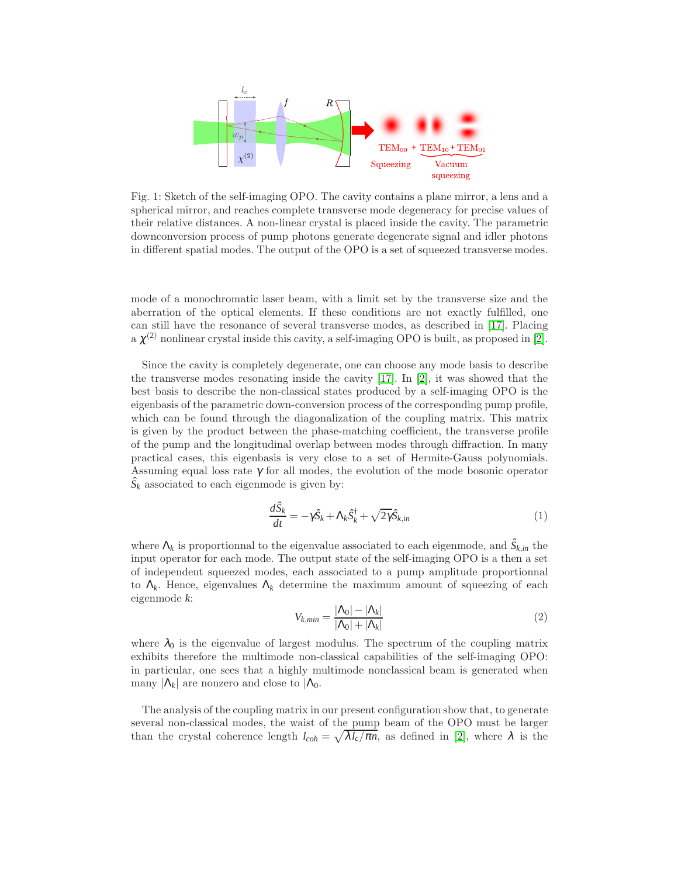Fig. 1: Sketch of the self-imaging OPO. The cavity contains a plane mirror, a lens and a spherical mirror, and reaches complete transverse mode degeneracy for precise values of their relative distances. A non-linear crystal is placed inside the cavity. The parametric downconversion process of pump photons generate degenerate signal and idler photons in different spatial modes. The output of the OPO is a set of squeezed transverse modes.

mode of a monochromatic laser beam, with a limit set by the transverse size and the aberration of the optical elements. If these conditions are not exactly fulfilled, one can still have the resonance of several transverse modes, as described in [17]. Placing a $\chi^{(2)}$ nonlinear crystal inside this cavity, a self-imaging OPO is built, as proposed in [2].

Since the cavity is completely degenerate, one can choose any mode basis to describe the transverse modes resonating inside the cavity [17]. In [2], it was showed that the best basis to describe the non-classical states produced by a self-imaging OPO is the eigenbasis of the parametric down-conversion process of the corresponding pump profile, which can be found through the diagonalization of the coupling matrix. This matrix is given by the product between the phase-matching coefficient, the transverse profile of the pump and the longitudinal overlap between modes through diffraction. In many practical cases, this eigenbasis is very close to a set of Hermite-Gauss polynomials. Assuming equal loss rate $\gamma$ for all modes, the evolution of the mode bosonic operator $\hat{S}_k$ associated to each eigenmode is given by:

$$\frac{d\hat{S}_k}{dt} = -\gamma\hat{S}_k + \Lambda_k\hat{S}_k^\dagger + \sqrt{2\gamma}\hat{S}_{k,in} \tag{1}$$

where $\Lambda_k$ is proportionnal to the eigenvalue associated to each eigenmode, and $\hat{S}_{k,in}$ the input operator for each mode. The output state of the self-imaging OPO is a then a set of independent squeezed modes, each associated to a pump amplitude proportionnal to $\Lambda_k$. Hence, eigenvalues $\Lambda_k$ determine the maximum amount of squeezing of each eigenmode $k$:

$$V_{k,min} = \frac{|\Lambda_0| - |\Lambda_k|}{|\Lambda_0| + |\Lambda_k|} \tag{2}$$

where $\lambda_0$ is the eigenvalue of largest modulus. The spectrum of the coupling matrix exhibits therefore the multimode non-classical capabilities of the self-imaging OPO: in particular, one sees that a highly multimode nonclassical beam is generated when many $|\Lambda_k|$ are nonzero and close to $|\Lambda_0$.

The analysis of the coupling matrix in our present configuration show that, to generate several non-classical modes, the waist of the pump beam of the OPO must be larger than the crystal coherence length $l_{coh} = \sqrt{\lambda l_c/\pi n}$, as defined in [2], where $\lambda$ is the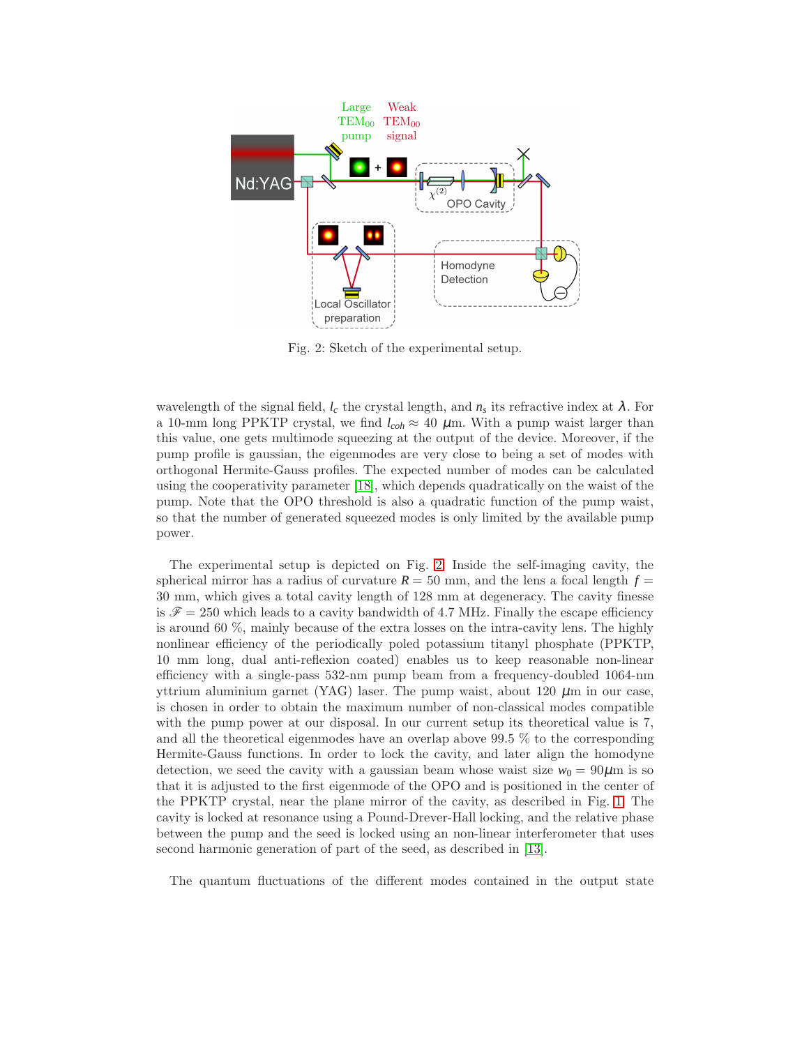Fig. 2: Sketch of the experimental setup.

wavelength of the signal field, $l_c$ the crystal length, and $n_s$ its refractive index at $\lambda$. For a 10-mm long PPKTP crystal, we find $l_{coh} \approx 40$ $\mu$m. With a pump waist larger than this value, one gets multimode squeezing at the output of the device. Moreover, if the pump profile is gaussian, the eigenmodes are very close to being a set of modes with orthogonal Hermite-Gauss profiles. The expected number of modes can be calculated using the cooperativity parameter [18], which depends quadratically on the waist of the pump. Note that the OPO threshold is also a quadratic function of the pump waist, so that the number of generated squeezed modes is only limited by the available pump power.

The experimental setup is depicted on Fig. 2. Inside the self-imaging cavity, the spherical mirror has a radius of curvature $R = 50$ mm, and the lens a focal length $f = 30$ mm, which gives a total cavity length of 128 mm at degeneracy. The cavity finesse is $\mathscr{F} = 250$ which leads to a cavity bandwidth of 4.7 MHz. Finally the escape efficiency is around 60 %, mainly because of the extra losses on the intra-cavity lens. The highly nonlinear efficiency of the periodically poled potassium titanyl phosphate (PPKTP, 10 mm long, dual anti-reflexion coated) enables us to keep reasonable non-linear efficiency with a single-pass 532-nm pump beam from a frequency-doubled 1064-nm yttrium aluminium garnet (YAG) laser. The pump waist, about 120 $\mu$m in our case, is chosen in order to obtain the maximum number of non-classical modes compatible with the pump power at our disposal. In our current setup its theoretical value is 7, and all the theoretical eigenmodes have an overlap above 99.5 % to the corresponding Hermite-Gauss functions. In order to lock the cavity, and later align the homodyne detection, we seed the cavity with a gaussian beam whose waist size $w_0 = 90\mu$m is so that it is adjusted to the first eigenmode of the OPO and is positioned in the center of the PPKTP crystal, near the plane mirror of the cavity, as described in Fig. 1. The cavity is locked at resonance using a Pound-Drever-Hall locking, and the relative phase between the pump and the seed is locked using an non-linear interferometer that uses second harmonic generation of part of the seed, as described in [13].

The quantum fluctuations of the different modes contained in the output state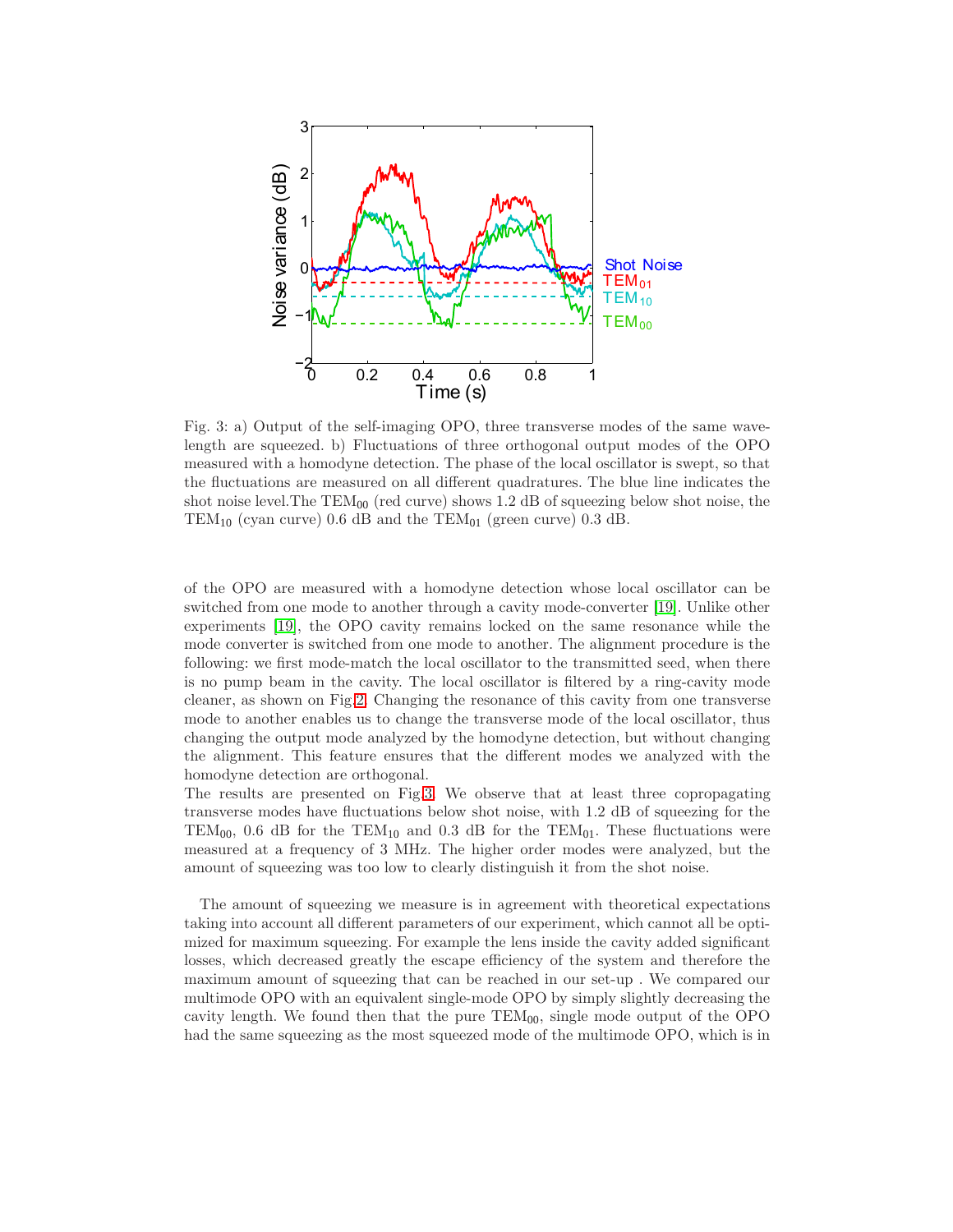Fig. 3: a) Output of the self-imaging OPO, three transverse modes of the same wavelength are squeezed. b) Fluctuations of three orthogonal output modes of the OPO measured with a homodyne detection. The phase of the local oscillator is swept, so that the fluctuations are measured on all different quadratures. The blue line indicates the shot noise level.The $TEM_{00}$ (red curve) shows 1.2 dB of squeezing below shot noise, the $TEM_{10}$ (cyan curve) 0.6 dB and the $TEM_{01}$ (green curve) 0.3 dB.

of the OPO are measured with a homodyne detection whose local oscillator can be switched from one mode to another through a cavity mode-converter [19]. Unlike other experiments [19], the OPO cavity remains locked on the same resonance while the mode converter is switched from one mode to another. The alignment procedure is the following: we first mode-match the local oscillator to the transmitted seed, when there is no pump beam in the cavity. The local oscillator is filtered by a ring-cavity mode cleaner, as shown on Fig.2. Changing the resonance of this cavity from one transverse mode to another enables us to change the transverse mode of the local oscillator, thus changing the output mode analyzed by the homodyne detection, but without changing the alignment. This feature ensures that the different modes we analyzed with the homodyne detection are orthogonal.
The results are presented on Fig.3. We observe that at least three copropagating transverse modes have fluctuations below shot noise, with 1.2 dB of squeezing for the $TEM_{00}$, 0.6 dB for the $TEM_{10}$ and 0.3 dB for the $TEM_{01}$. These fluctuations were measured at a frequency of 3 MHz. The higher order modes were analyzed, but the amount of squeezing was too low to clearly distinguish it from the shot noise.

The amount of squeezing we measure is in agreement with theoretical expectations taking into account all different parameters of our experiment, which cannot all be optimized for maximum squeezing. For example the lens inside the cavity added significant losses, which decreased greatly the escape efficiency of the system and therefore the maximum amount of squeezing that can be reached in our set-up . We compared our multimode OPO with an equivalent single-mode OPO by simply slightly decreasing the cavity length. We found then that the pure $TEM_{00}$, single mode output of the OPO had the same squeezing as the most squeezed mode of the multimode OPO, which is in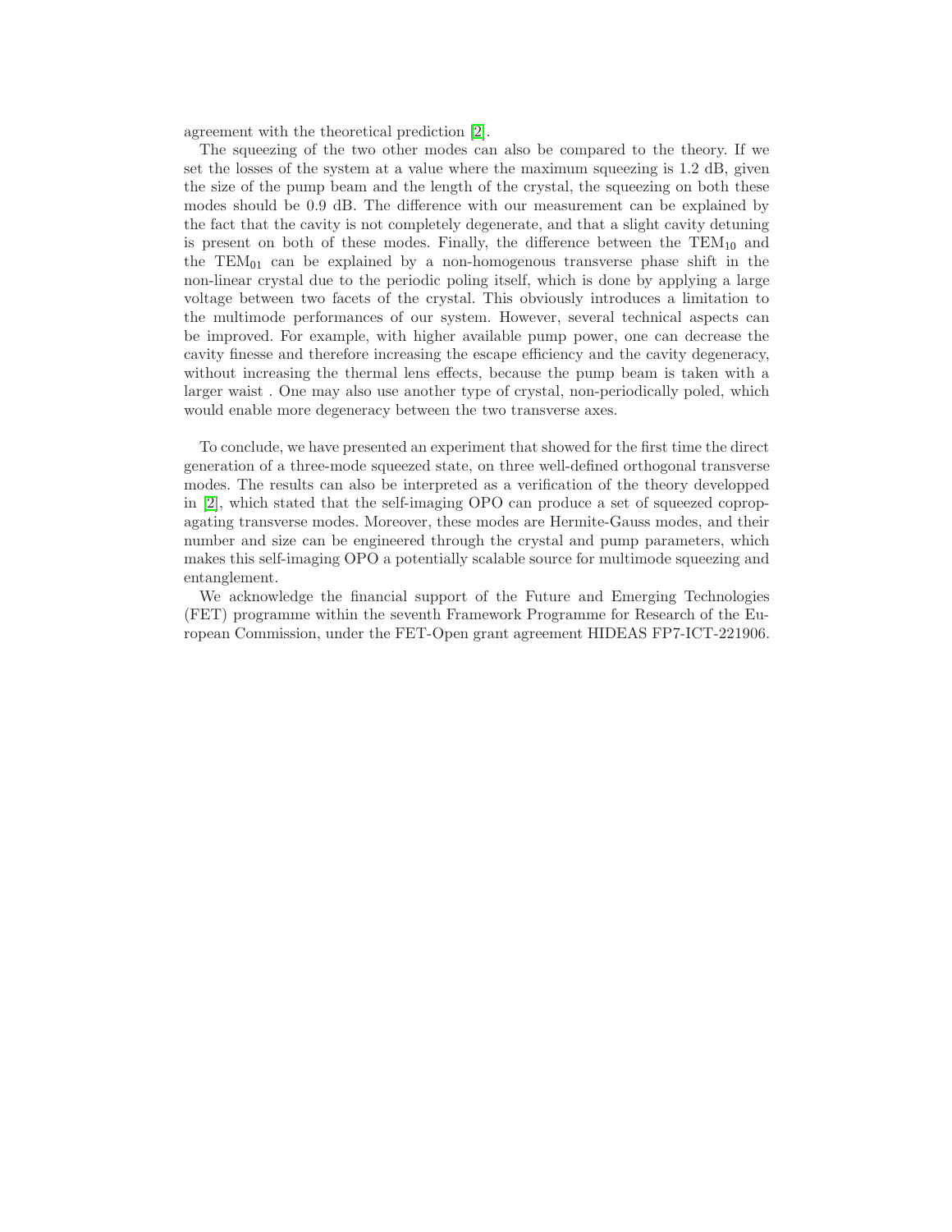agreement with the theoretical prediction [2].

The squeezing of the two other modes can also be compared to the theory. If we set the losses of the system at a value where the maximum squeezing is 1.2 dB, given the size of the pump beam and the length of the crystal, the squeezing on both these modes should be 0.9 dB. The difference with our measurement can be explained by the fact that the cavity is not completely degenerate, and that a slight cavity detuning is present on both of these modes. Finally, the difference between the $\mathrm{TEM}_{10}$ and the $\mathrm{TEM}_{01}$ can be explained by a non-homogenous transverse phase shift in the non-linear crystal due to the periodic poling itself, which is done by applying a large voltage between two facets of the crystal. This obviously introduces a limitation to the multimode performances of our system. However, several technical aspects can be improved. For example, with higher available pump power, one can decrease the cavity finesse and therefore increasing the escape efficiency and the cavity degeneracy, without increasing the thermal lens effects, because the pump beam is taken with a larger waist . One may also use another type of crystal, non-periodically poled, which would enable more degeneracy between the two transverse axes.

To conclude, we have presented an experiment that showed for the first time the direct generation of a three-mode squeezed state, on three well-defined orthogonal transverse modes. The results can also be interpreted as a verification of the theory developped in [2], which stated that the self-imaging OPO can produce a set of squeezed copropagating transverse modes. Moreover, these modes are Hermite-Gauss modes, and their number and size can be engineered through the crystal and pump parameters, which makes this self-imaging OPO a potentially scalable source for multimode squeezing and entanglement.

We acknowledge the financial support of the Future and Emerging Technologies (FET) programme within the seventh Framework Programme for Research of the European Commission, under the FET-Open grant agreement HIDEAS FP7-ICT-221906.